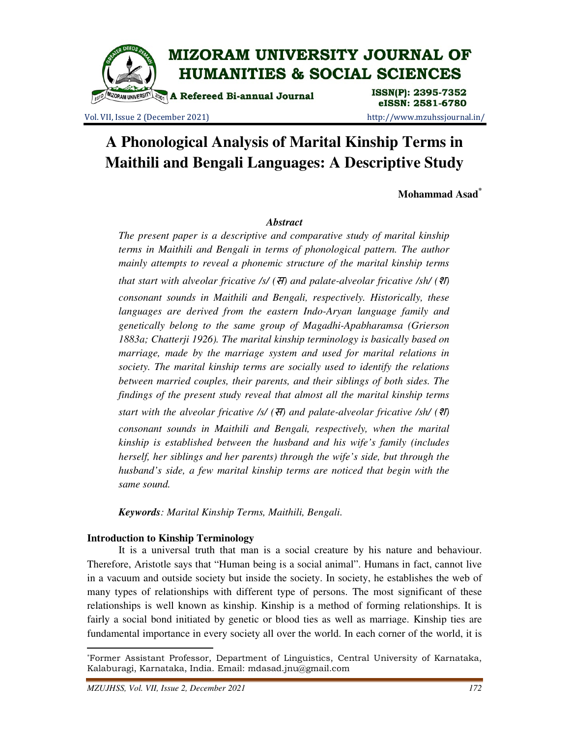# A Phonological Analysis of Marital Kinship Terms in Maithili and Bengali Languages: A Descriptive Study

**Mohammad Asad***

### *Abstract*

*The present paper is a descriptive and comparative study of marital kinship terms in Maithili and Bengali in terms of phonological pattern. The author mainly attempts to reveal a phonemic structure of the marital kinship terms that start with alveolar fricative /s/ (स) and palate-alveolar fricative /sh/ (श) consonant sounds in Maithili and Bengali, respectively. Historically, these languages are derived from the eastern Indo-Aryan language family and genetically belong to the same group of Magadhi-Apabharamsa (Grierson 1883a; Chatterji 1926). The marital kinship terminology is basically based on marriage, made by the marriage system and used for marital relations in society. The marital kinship terms are socially used to identify the relations between married couples, their parents, and their siblings of both sides. The findings of the present study reveal that almost all the marital kinship terms start with the alveolar fricative /s/ (स) and palate-alveolar fricative /sh/ (श) consonant sounds in Maithili and Bengali, respectively, when the marital kinship is established between the husband and his wife's family (includes herself, her siblings and her parents) through the wife's side, but through the husband's side, a few marital kinship terms are noticed that begin with the same sound.*

***Keywords**: Marital Kinship Terms, Maithili, Bengali.*

## Introduction to Kinship Terminology

It is a universal truth that man is a social creature by his nature and behaviour. Therefore, Aristotle says that "Human being is a social animal". Humans in fact, cannot live in a vacuum and outside society but inside the society. In society, he establishes the web of many types of relationships with different type of persons. The most significant of these relationships is well known as kinship. Kinship is a method of forming relationships. It is fairly a social bond initiated by genetic or blood ties as well as marriage. Kinship ties are fundamental importance in every society all over the world. In each corner of the world, it is

---

*Former Assistant Professor, Department of Linguistics, Central University of Karnataka, Kalaburagi, Karnataka, India. Email: mdasad.jnu@gmail.com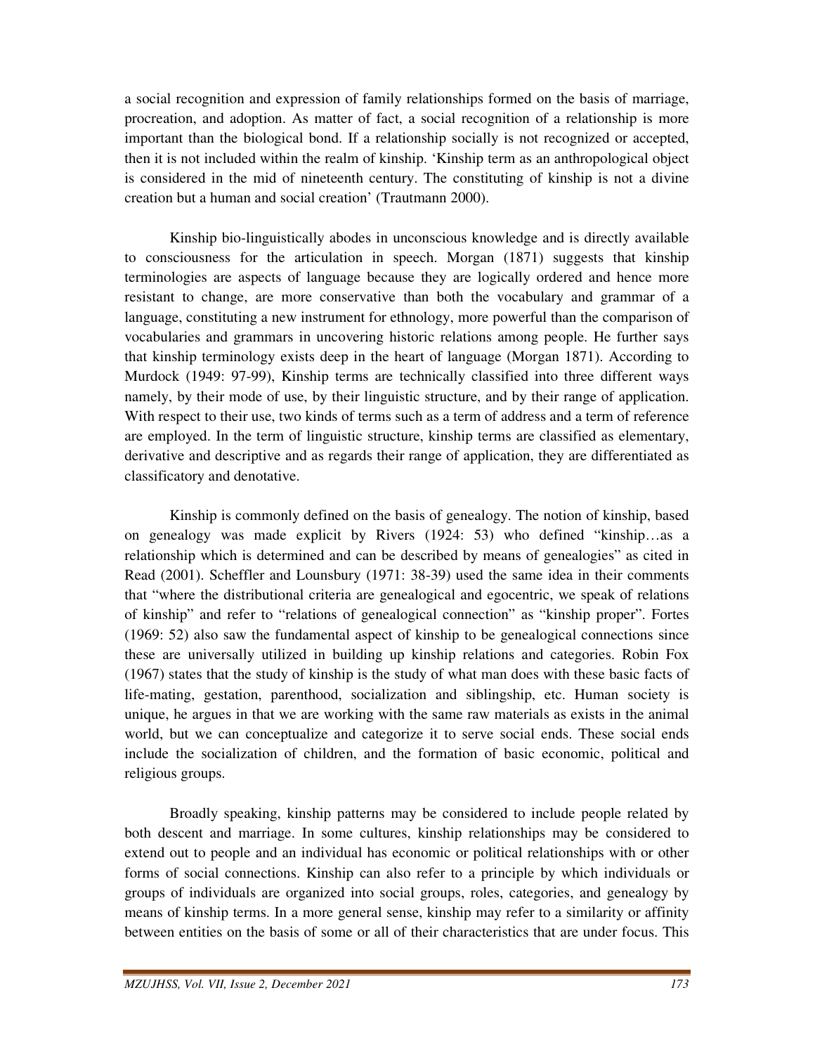a social recognition and expression of family relationships formed on the basis of marriage, procreation, and adoption. As matter of fact, a social recognition of a relationship is more important than the biological bond. If a relationship socially is not recognized or accepted, then it is not included within the realm of kinship. 'Kinship term as an anthropological object is considered in the mid of nineteenth century. The constituting of kinship is not a divine creation but a human and social creation' (Trautmann 2000).

Kinship bio-linguistically abodes in unconscious knowledge and is directly available to consciousness for the articulation in speech. Morgan (1871) suggests that kinship terminologies are aspects of language because they are logically ordered and hence more resistant to change, are more conservative than both the vocabulary and grammar of a language, constituting a new instrument for ethnology, more powerful than the comparison of vocabularies and grammars in uncovering historic relations among people. He further says that kinship terminology exists deep in the heart of language (Morgan 1871). According to Murdock (1949: 97-99), Kinship terms are technically classified into three different ways namely, by their mode of use, by their linguistic structure, and by their range of application. With respect to their use, two kinds of terms such as a term of address and a term of reference are employed. In the term of linguistic structure, kinship terms are classified as elementary, derivative and descriptive and as regards their range of application, they are differentiated as classificatory and denotative.

Kinship is commonly defined on the basis of genealogy. The notion of kinship, based on genealogy was made explicit by Rivers (1924: 53) who defined "kinship…as a relationship which is determined and can be described by means of genealogies" as cited in Read (2001). Scheffler and Lounsbury (1971: 38-39) used the same idea in their comments that "where the distributional criteria are genealogical and egocentric, we speak of relations of kinship" and refer to "relations of genealogical connection" as "kinship proper". Fortes (1969: 52) also saw the fundamental aspect of kinship to be genealogical connections since these are universally utilized in building up kinship relations and categories. Robin Fox (1967) states that the study of kinship is the study of what man does with these basic facts of life-mating, gestation, parenthood, socialization and siblingship, etc. Human society is unique, he argues in that we are working with the same raw materials as exists in the animal world, but we can conceptualize and categorize it to serve social ends. These social ends include the socialization of children, and the formation of basic economic, political and religious groups.

Broadly speaking, kinship patterns may be considered to include people related by both descent and marriage. In some cultures, kinship relationships may be considered to extend out to people and an individual has economic or political relationships with or other forms of social connections. Kinship can also refer to a principle by which individuals or groups of individuals are organized into social groups, roles, categories, and genealogy by means of kinship terms. In a more general sense, kinship may refer to a similarity or affinity between entities on the basis of some or all of their characteristics that are under focus. This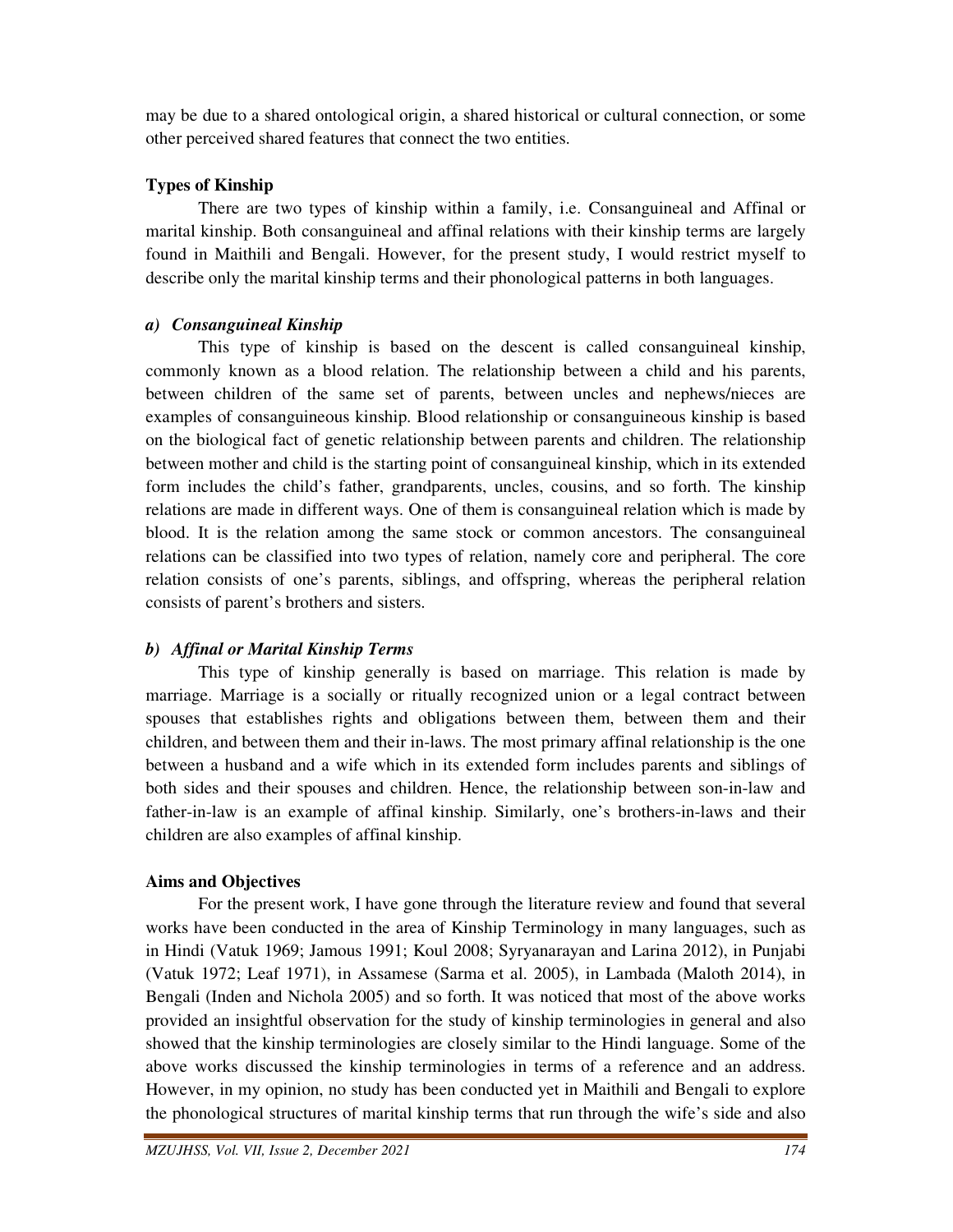may be due to a shared ontological origin, a shared historical or cultural connection, or some other perceived shared features that connect the two entities.

**Types of Kinship**

There are two types of kinship within a family, i.e. Consanguineal and Affinal or marital kinship. Both consanguineal and affinal relations with their kinship terms are largely found in Maithili and Bengali. However, for the present study, I would restrict myself to describe only the marital kinship terms and their phonological patterns in both languages.

***a) Consanguineal Kinship***

This type of kinship is based on the descent is called consanguineal kinship, commonly known as a blood relation. The relationship between a child and his parents, between children of the same set of parents, between uncles and nephews/nieces are examples of consanguineous kinship. Blood relationship or consanguineous kinship is based on the biological fact of genetic relationship between parents and children. The relationship between mother and child is the starting point of consanguineal kinship, which in its extended form includes the child's father, grandparents, uncles, cousins, and so forth. The kinship relations are made in different ways. One of them is consanguineal relation which is made by blood. It is the relation among the same stock or common ancestors. The consanguineal relations can be classified into two types of relation, namely core and peripheral. The core relation consists of one's parents, siblings, and offspring, whereas the peripheral relation consists of parent's brothers and sisters.

***b) Affinal or Marital Kinship Terms***

This type of kinship generally is based on marriage. This relation is made by marriage. Marriage is a socially or ritually recognized union or a legal contract between spouses that establishes rights and obligations between them, between them and their children, and between them and their in-laws. The most primary affinal relationship is the one between a husband and a wife which in its extended form includes parents and siblings of both sides and their spouses and children. Hence, the relationship between son-in-law and father-in-law is an example of affinal kinship. Similarly, one's brothers-in-laws and their children are also examples of affinal kinship.

**Aims and Objectives**

For the present work, I have gone through the literature review and found that several works have been conducted in the area of Kinship Terminology in many languages, such as in Hindi (Vatuk 1969; Jamous 1991; Koul 2008; Syryanarayan and Larina 2012), in Punjabi (Vatuk 1972; Leaf 1971), in Assamese (Sarma et al. 2005), in Lambada (Maloth 2014), in Bengali (Inden and Nichola 2005) and so forth. It was noticed that most of the above works provided an insightful observation for the study of kinship terminologies in general and also showed that the kinship terminologies are closely similar to the Hindi language. Some of the above works discussed the kinship terminologies in terms of a reference and an address. However, in my opinion, no study has been conducted yet in Maithili and Bengali to explore the phonological structures of marital kinship terms that run through the wife's side and also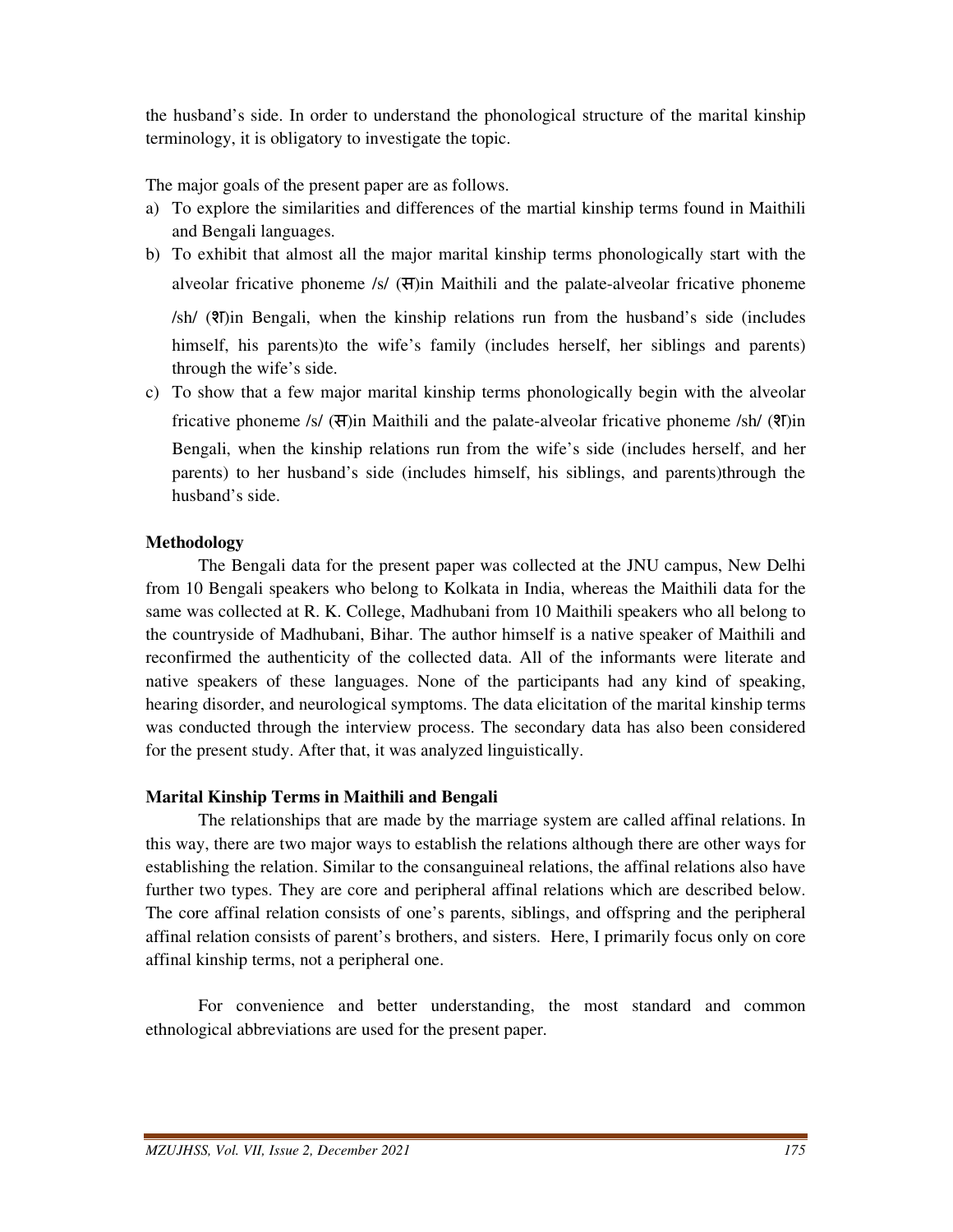the husband's side. In order to understand the phonological structure of the marital kinship terminology, it is obligatory to investigate the topic.

The major goals of the present paper are as follows.

a) To explore the similarities and differences of the martial kinship terms found in Maithili and Bengali languages.
b) To exhibit that almost all the major marital kinship terms phonologically start with the alveolar fricative phoneme /s/ (स)in Maithili and the palate-alveolar fricative phoneme /sh/ (श)in Bengali, when the kinship relations run from the husband's side (includes himself, his parents)to the wife's family (includes herself, her siblings and parents) through the wife's side.
c) To show that a few major marital kinship terms phonologically begin with the alveolar fricative phoneme /s/ (स)in Maithili and the palate-alveolar fricative phoneme /sh/ (श)in Bengali, when the kinship relations run from the wife's side (includes herself, and her parents) to her husband's side (includes himself, his siblings, and parents)through the husband's side.

**Methodology**

The Bengali data for the present paper was collected at the JNU campus, New Delhi from 10 Bengali speakers who belong to Kolkata in India, whereas the Maithili data for the same was collected at R. K. College, Madhubani from 10 Maithili speakers who all belong to the countryside of Madhubani, Bihar. The author himself is a native speaker of Maithili and reconfirmed the authenticity of the collected data. All of the informants were literate and native speakers of these languages. None of the participants had any kind of speaking, hearing disorder, and neurological symptoms. The data elicitation of the marital kinship terms was conducted through the interview process. The secondary data has also been considered for the present study. After that, it was analyzed linguistically.

**Marital Kinship Terms in Maithili and Bengali**

The relationships that are made by the marriage system are called affinal relations. In this way, there are two major ways to establish the relations although there are other ways for establishing the relation. Similar to the consanguineal relations, the affinal relations also have further two types. They are core and peripheral affinal relations which are described below. The core affinal relation consists of one's parents, siblings, and offspring and the peripheral affinal relation consists of parent's brothers, and sisters. Here, I primarily focus only on core affinal kinship terms, not a peripheral one.

For convenience and better understanding, the most standard and common ethnological abbreviations are used for the present paper.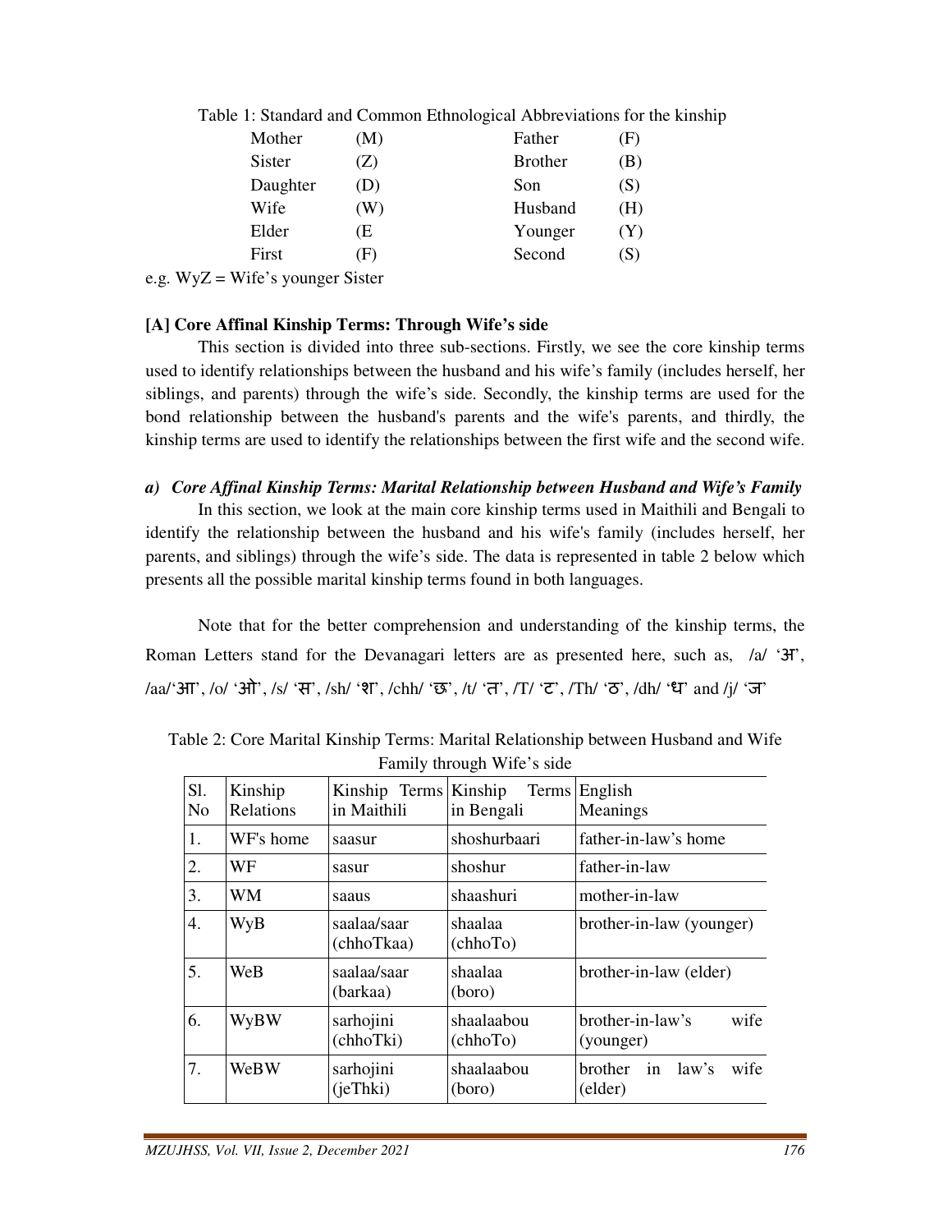Table 1: Standard and Common Ethnological Abbreviations for the kinship

| | | | |
|---|---|---|---|
| Mother | (M) | Father | (F) |
| Sister | (Z) | Brother | (B) |
| Daughter | (D) | Son | (S) |
| Wife | (W) | Husband | (H) |
| Elder | (E | Younger | (Y) |
| First | (F) | Second | (S) |

e.g. WyZ = Wife's younger Sister

**[A] Core Affinal Kinship Terms: Through Wife's side**

This section is divided into three sub-sections. Firstly, we see the core kinship terms used to identify relationships between the husband and his wife's family (includes herself, her siblings, and parents) through the wife's side. Secondly, the kinship terms are used for the bond relationship between the husband's parents and the wife's parents, and thirdly, the kinship terms are used to identify the relationships between the first wife and the second wife.

***a) Core Affinal Kinship Terms: Marital Relationship between Husband and Wife's Family***

In this section, we look at the main core kinship terms used in Maithili and Bengali to identify the relationship between the husband and his wife's family (includes herself, her parents, and siblings) through the wife's side. The data is represented in table 2 below which presents all the possible marital kinship terms found in both languages.

Note that for the better comprehension and understanding of the kinship terms, the Roman Letters stand for the Devanagari letters are as presented here, such as, /a/ 'अ', /aa/'आ', /o/ 'ओ', /s/ 'स', /sh/ 'श', /chh/ 'छ', /t/ 'त', /T/ 'ट', /Th/ 'ठ', /dh/ 'ध' and /j/ 'ज'

Table 2: Core Marital Kinship Terms: Marital Relationship between Husband and Wife Family through Wife's side

| Sl. No | Kinship Relations | Kinship Terms in Maithili | Kinship Terms in Bengali | English Meanings |
|---|---|---|---|---|
| 1. | WF's home | saasur | shoshurbaari | father-in-law's home |
| 2. | WF | sasur | shoshur | father-in-law |
| 3. | WM | saaus | shaashuri | mother-in-law |
| 4. | WyB | saalaa/saar (chhoTkaa) | shaalaa (chhoTo) | brother-in-law (younger) |
| 5. | WeB | saalaa/saar (barkaa) | shaalaa (boro) | brother-in-law (elder) |
| 6. | WyBW | sarhojini (chhoTki) | shaalaabou (chhoTo) | brother-in-law's wife (younger) |
| 7. | WeBW | sarhojini (jeThki) | shaalaabou (boro) | brother in law's wife (elder) |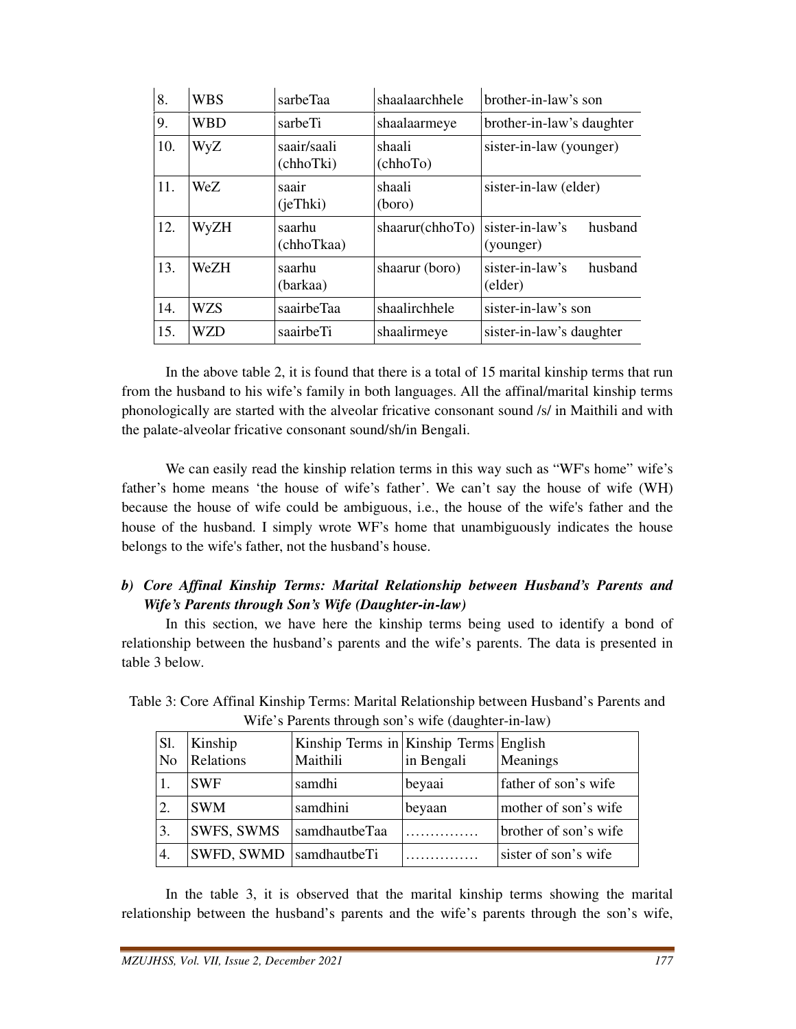| 8. | WBS | sarbeTaa | shaalaarchhele | brother-in-law's son |
|---|---|---|---|---|
| 9. | WBD | sarbeTi | shaalaarmeye | brother-in-law's daughter |
| 10. | WyZ | saair/saali (chhoTki) | shaali (chhoTo) | sister-in-law (younger) |
| 11. | WeZ | saair (jeThki) | shaali (boro) | sister-in-law (elder) |
| 12. | WyZH | saarhu (chhoTkaa) | shaarur(chhoTo) | sister-in-law's husband (younger) |
| 13. | WeZH | saarhu (barkaa) | shaarur (boro) | sister-in-law's husband (elder) |
| 14. | WZS | saairbeTaa | shaalirchhele | sister-in-law's son |
| 15. | WZD | saairbeTi | shaalirmeye | sister-in-law's daughter |

In the above table 2, it is found that there is a total of 15 marital kinship terms that run from the husband to his wife's family in both languages. All the affinal/marital kinship terms phonologically are started with the alveolar fricative consonant sound /s/ in Maithili and with the palate-alveolar fricative consonant sound/sh/in Bengali.

We can easily read the kinship relation terms in this way such as "WF's home" wife's father's home means 'the house of wife's father'. We can't say the house of wife (WH) because the house of wife could be ambiguous, i.e., the house of the wife's father and the house of the husband. I simply wrote WF's home that unambiguously indicates the house belongs to the wife's father, not the husband's house.

### *b) Core Affinal Kinship Terms: Marital Relationship between Husband's Parents and Wife's Parents through Son's Wife (Daughter-in-law)*

In this section, we have here the kinship terms being used to identify a bond of relationship between the husband's parents and the wife's parents. The data is presented in table 3 below.

Table 3: Core Affinal Kinship Terms: Marital Relationship between Husband's Parents and Wife's Parents through son's wife (daughter-in-law)

| Sl. No | Kinship Relations | Kinship Terms in Maithili | Kinship Terms in Bengali | English Meanings |
|---|---|---|---|---|
| 1. | SWF | samdhi | beyaai | father of son's wife |
| 2. | SWM | samdhini | beyaan | mother of son's wife |
| 3. | SWFS, SWMS | samdhautbeTaa | …………… | brother of son's wife |
| 4. | SWFD, SWMD | samdhautbeTi | …………… | sister of son's wife |

In the table 3, it is observed that the marital kinship terms showing the marital relationship between the husband's parents and the wife's parents through the son's wife,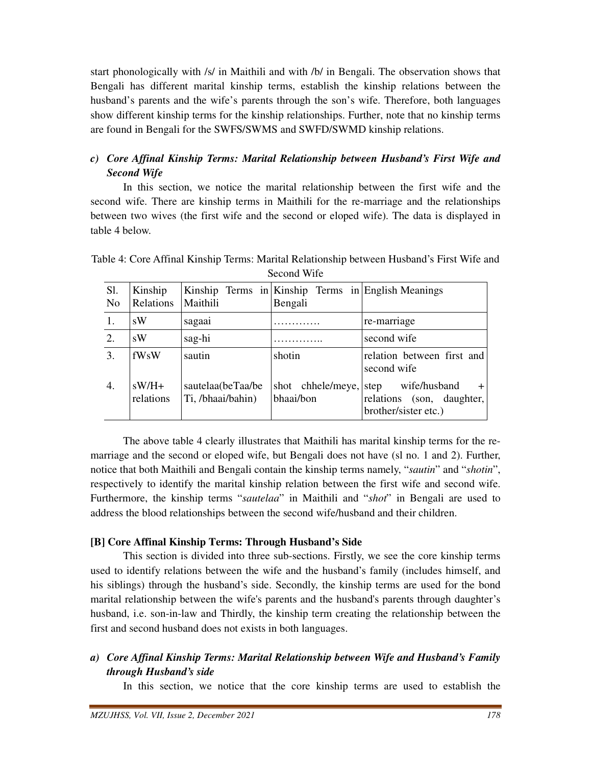start phonologically with /s/ in Maithili and with /b/ in Bengali. The observation shows that Bengali has different marital kinship terms, establish the kinship relations between the husband's parents and the wife's parents through the son's wife. Therefore, both languages show different kinship terms for the kinship relationships. Further, note that no kinship terms are found in Bengali for the SWFS/SWMS and SWFD/SWMD kinship relations.

### c) *Core Affinal Kinship Terms: Marital Relationship between Husband's First Wife and Second Wife*

In this section, we notice the marital relationship between the first wife and the second wife. There are kinship terms in Maithili for the re-marriage and the relationships between two wives (the first wife and the second or eloped wife). The data is displayed in table 4 below.

Table 4: Core Affinal Kinship Terms: Marital Relationship between Husband's First Wife and Second Wife

| Sl. No | Kinship Relations | Kinship Terms in Maithili | Kinship Terms in Bengali | English Meanings |
|---|---|---|---|---|
| 1. | sW | sagaai | …………. | re-marriage |
| 2. | sW | sag-hi | ………….. | second wife |
| 3. | fWsW | sautin | shotin | relation between first and second wife |
| 4. | sW/H+ relations | sautelaa(beTaa/beTi, /bhaai/bahin) | shot chhele/meye, bhaai/bon | step wife/husband + relations (son, daughter, brother/sister etc.) |

The above table 4 clearly illustrates that Maithili has marital kinship terms for the re-marriage and the second or eloped wife, but Bengali does not have (sl no. 1 and 2). Further, notice that both Maithili and Bengali contain the kinship terms namely, "*sautin*" and "*shotin*", respectively to identify the marital kinship relation between the first wife and second wife. Furthermore, the kinship terms "*sautelaa*" in Maithili and "*shot*" in Bengali are used to address the blood relationships between the second wife/husband and their children.

### [B] Core Affinal Kinship Terms: Through Husband's Side

This section is divided into three sub-sections. Firstly, we see the core kinship terms used to identify relations between the wife and the husband's family (includes himself, and his siblings) through the husband's side. Secondly, the kinship terms are used for the bond marital relationship between the wife's parents and the husband's parents through daughter's husband, i.e. son-in-law and Thirdly, the kinship term creating the relationship between the first and second husband does not exists in both languages.

### a) *Core Affinal Kinship Terms: Marital Relationship between Wife and Husband's Family through Husband's side*

In this section, we notice that the core kinship terms are used to establish the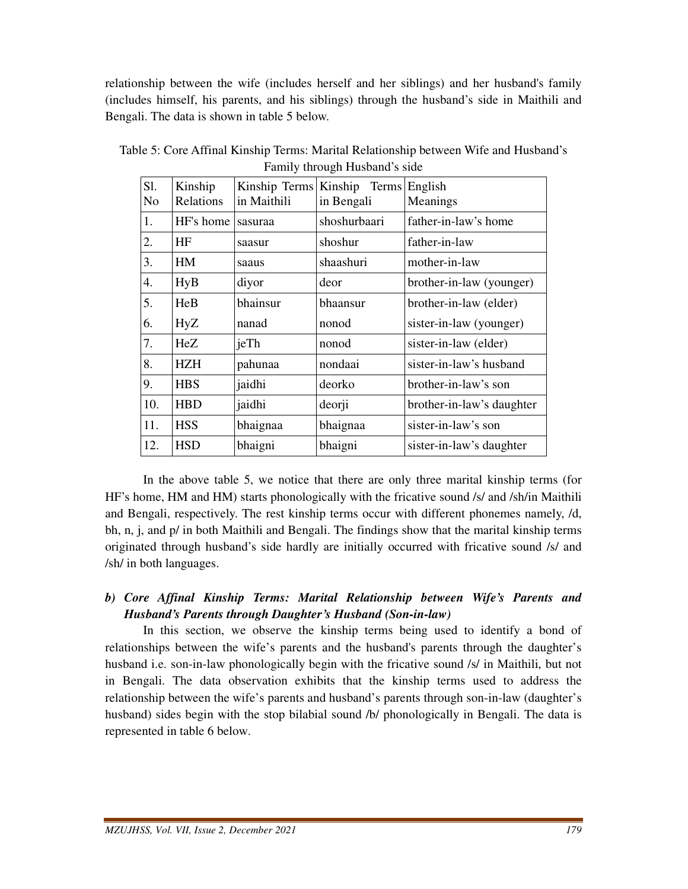relationship between the wife (includes herself and her siblings) and her husband's family (includes himself, his parents, and his siblings) through the husband's side in Maithili and Bengali. The data is shown in table 5 below.

Table 5: Core Affinal Kinship Terms: Marital Relationship between Wife and Husband's Family through Husband's side

| Sl. No | Kinship Relations | Kinship Terms in Maithili | Kinship Terms in Bengali | English Meanings |
|---|---|---|---|---|
| 1. | HF's home | sasuraa | shoshurbaari | father-in-law's home |
| 2. | HF | saasur | shoshur | father-in-law |
| 3. | HM | saaus | shaashuri | mother-in-law |
| 4. | HyB | diyor | deor | brother-in-law (younger) |
| 5. | HeB | bhainsur | bhaansur | brother-in-law (elder) |
| 6. | HyZ | nanad | nonod | sister-in-law (younger) |
| 7. | HeZ | jeTh | nonod | sister-in-law (elder) |
| 8. | HZH | pahunaa | nondaai | sister-in-law's husband |
| 9. | HBS | jaidhi | deorko | brother-in-law's son |
| 10. | HBD | jaidhi | deorji | brother-in-law's daughter |
| 11. | HSS | bhaignaa | bhaignaa | sister-in-law's son |
| 12. | HSD | bhaigni | bhaigni | sister-in-law's daughter |

In the above table 5, we notice that there are only three marital kinship terms (for HF's home, HM and HM) starts phonologically with the fricative sound /s/ and /sh/in Maithili and Bengali, respectively. The rest kinship terms occur with different phonemes namely, /d, bh, n, j, and p/ in both Maithili and Bengali. The findings show that the marital kinship terms originated through husband's side hardly are initially occurred with fricative sound /s/ and /sh/ in both languages.

### *b) Core Affinal Kinship Terms: Marital Relationship between Wife's Parents and Husband's Parents through Daughter's Husband (Son-in-law)*

In this section, we observe the kinship terms being used to identify a bond of relationships between the wife's parents and the husband's parents through the daughter's husband i.e. son-in-law phonologically begin with the fricative sound /s/ in Maithili, but not in Bengali. The data observation exhibits that the kinship terms used to address the relationship between the wife's parents and husband's parents through son-in-law (daughter's husband) sides begin with the stop bilabial sound /b/ phonologically in Bengali. The data is represented in table 6 below.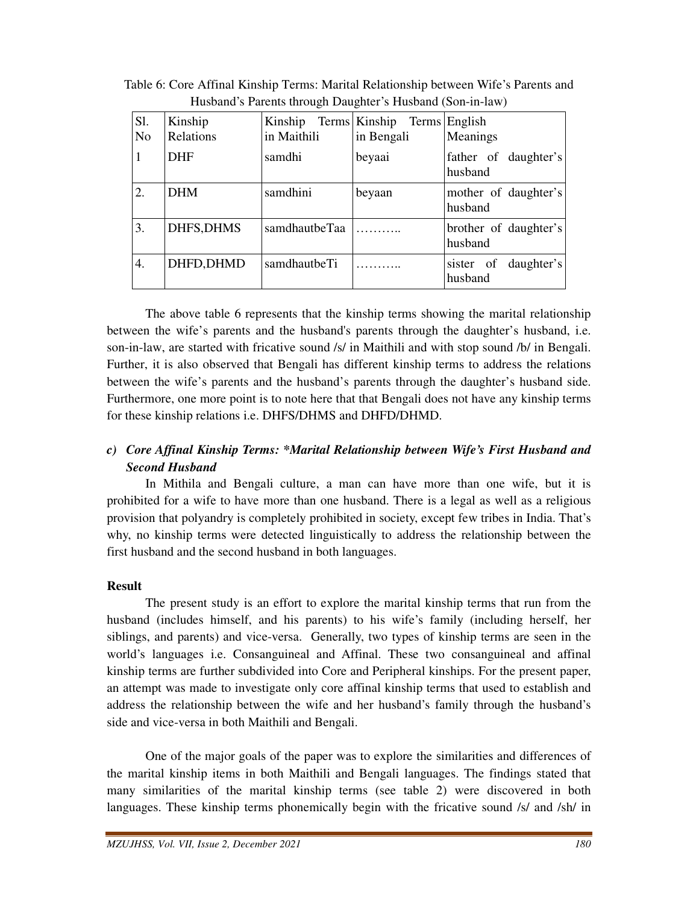Table 6: Core Affinal Kinship Terms: Marital Relationship between Wife's Parents and Husband's Parents through Daughter's Husband (Son-in-law)

| Sl. No | Kinship Relations | Kinship Terms in Maithili | Kinship Terms in Bengali | English Meanings |
|---|---|---|---|---|
| 1 | DHF | samdhi | beyaai | father of daughter's husband |
| 2. | DHM | samdhini | beyaan | mother of daughter's husband |
| 3. | DHFS,DHMS | samdhautbeTaa | ……….. | brother of daughter's husband |
| 4. | DHFD,DHMD | samdhautbeTi | ……….. | sister of daughter's husband |

The above table 6 represents that the kinship terms showing the marital relationship between the wife's parents and the husband's parents through the daughter's husband, i.e. son-in-law, are started with fricative sound /s/ in Maithili and with stop sound /b/ in Bengali. Further, it is also observed that Bengali has different kinship terms to address the relations between the wife's parents and the husband's parents through the daughter's husband side. Furthermore, one more point is to note here that that Bengali does not have any kinship terms for these kinship relations i.e. DHFS/DHMS and DHFD/DHMD.

### c) *Core Affinal Kinship Terms: *Marital Relationship between Wife's First Husband and Second Husband*

In Mithila and Bengali culture, a man can have more than one wife, but it is prohibited for a wife to have more than one husband. There is a legal as well as a religious provision that polyandry is completely prohibited in society, except few tribes in India. That's why, no kinship terms were detected linguistically to address the relationship between the first husband and the second husband in both languages.

## Result

The present study is an effort to explore the marital kinship terms that run from the husband (includes himself, and his parents) to his wife's family (including herself, her siblings, and parents) and vice-versa. Generally, two types of kinship terms are seen in the world's languages i.e. Consanguineal and Affinal. These two consanguineal and affinal kinship terms are further subdivided into Core and Peripheral kinships. For the present paper, an attempt was made to investigate only core affinal kinship terms that used to establish and address the relationship between the wife and her husband's family through the husband's side and vice-versa in both Maithili and Bengali.

One of the major goals of the paper was to explore the similarities and differences of the marital kinship items in both Maithili and Bengali languages. The findings stated that many similarities of the marital kinship terms (see table 2) were discovered in both languages. These kinship terms phonemically begin with the fricative sound /s/ and /sh/ in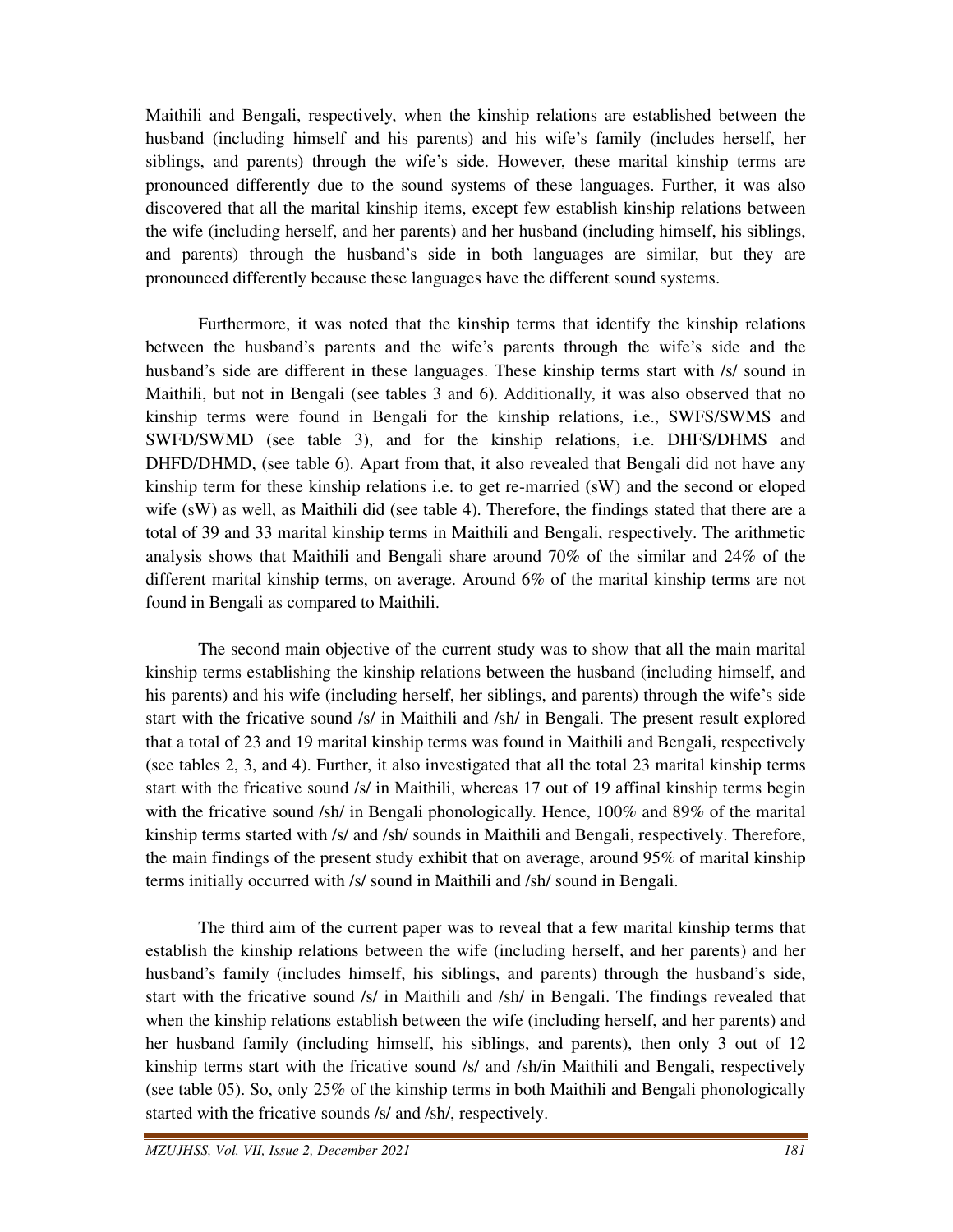Maithili and Bengali, respectively, when the kinship relations are established between the husband (including himself and his parents) and his wife's family (includes herself, her siblings, and parents) through the wife's side. However, these marital kinship terms are pronounced differently due to the sound systems of these languages. Further, it was also discovered that all the marital kinship items, except few establish kinship relations between the wife (including herself, and her parents) and her husband (including himself, his siblings, and parents) through the husband's side in both languages are similar, but they are pronounced differently because these languages have the different sound systems.

Furthermore, it was noted that the kinship terms that identify the kinship relations between the husband's parents and the wife's parents through the wife's side and the husband's side are different in these languages. These kinship terms start with /s/ sound in Maithili, but not in Bengali (see tables 3 and 6). Additionally, it was also observed that no kinship terms were found in Bengali for the kinship relations, i.e., SWFS/SWMS and SWFD/SWMD (see table 3), and for the kinship relations, i.e. DHFS/DHMS and DHFD/DHMD, (see table 6). Apart from that, it also revealed that Bengali did not have any kinship term for these kinship relations i.e. to get re-married (sW) and the second or eloped wife (sW) as well, as Maithili did (see table 4). Therefore, the findings stated that there are a total of 39 and 33 marital kinship terms in Maithili and Bengali, respectively. The arithmetic analysis shows that Maithili and Bengali share around 70% of the similar and 24% of the different marital kinship terms, on average. Around 6% of the marital kinship terms are not found in Bengali as compared to Maithili.

The second main objective of the current study was to show that all the main marital kinship terms establishing the kinship relations between the husband (including himself, and his parents) and his wife (including herself, her siblings, and parents) through the wife's side start with the fricative sound /s/ in Maithili and /sh/ in Bengali. The present result explored that a total of 23 and 19 marital kinship terms was found in Maithili and Bengali, respectively (see tables 2, 3, and 4). Further, it also investigated that all the total 23 marital kinship terms start with the fricative sound /s/ in Maithili, whereas 17 out of 19 affinal kinship terms begin with the fricative sound /sh/ in Bengali phonologically. Hence, 100% and 89% of the marital kinship terms started with /s/ and /sh/ sounds in Maithili and Bengali, respectively. Therefore, the main findings of the present study exhibit that on average, around 95% of marital kinship terms initially occurred with /s/ sound in Maithili and /sh/ sound in Bengali.

The third aim of the current paper was to reveal that a few marital kinship terms that establish the kinship relations between the wife (including herself, and her parents) and her husband's family (includes himself, his siblings, and parents) through the husband's side, start with the fricative sound /s/ in Maithili and /sh/ in Bengali. The findings revealed that when the kinship relations establish between the wife (including herself, and her parents) and her husband family (including himself, his siblings, and parents), then only 3 out of 12 kinship terms start with the fricative sound /s/ and /sh/in Maithili and Bengali, respectively (see table 05). So, only 25% of the kinship terms in both Maithili and Bengali phonologically started with the fricative sounds /s/ and /sh/, respectively.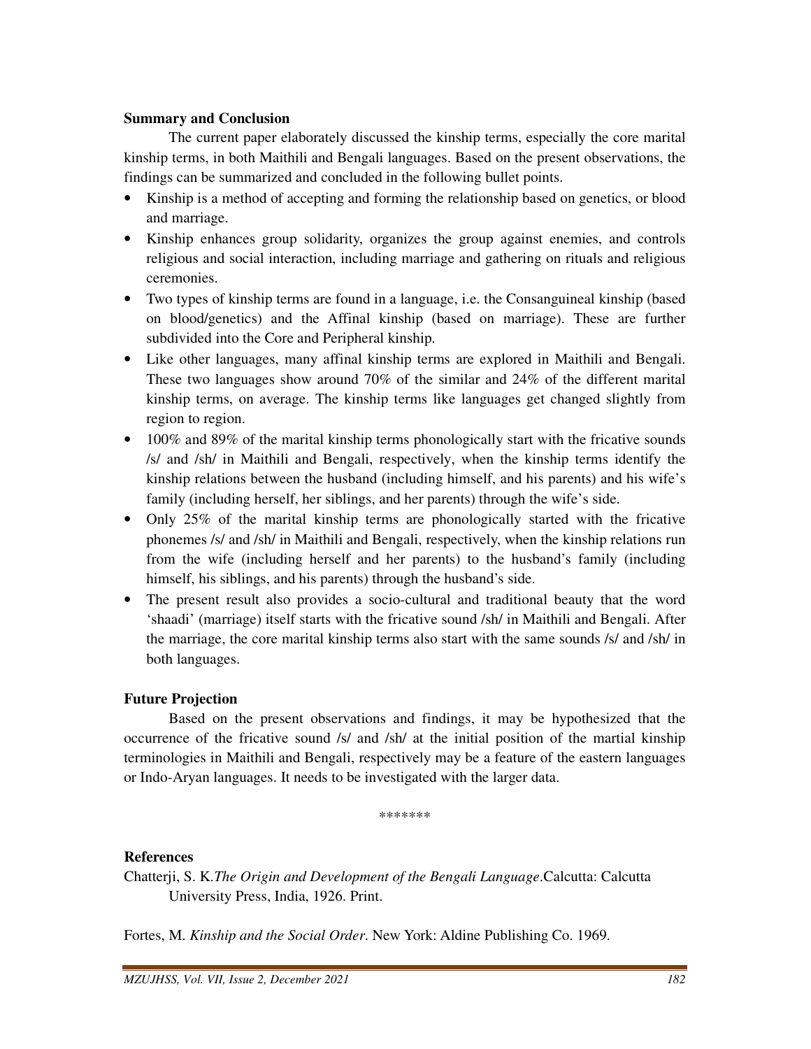**Summary and Conclusion**

The current paper elaborately discussed the kinship terms, especially the core marital kinship terms, in both Maithili and Bengali languages. Based on the present observations, the findings can be summarized and concluded in the following bullet points.

- Kinship is a method of accepting and forming the relationship based on genetics, or blood and marriage.
- Kinship enhances group solidarity, organizes the group against enemies, and controls religious and social interaction, including marriage and gathering on rituals and religious ceremonies.
- Two types of kinship terms are found in a language, i.e. the Consanguineal kinship (based on blood/genetics) and the Affinal kinship (based on marriage). These are further subdivided into the Core and Peripheral kinship.
- Like other languages, many affinal kinship terms are explored in Maithili and Bengali. These two languages show around 70% of the similar and 24% of the different marital kinship terms, on average. The kinship terms like languages get changed slightly from region to region.
- 100% and 89% of the marital kinship terms phonologically start with the fricative sounds /s/ and /sh/ in Maithili and Bengali, respectively, when the kinship terms identify the kinship relations between the husband (including himself, and his parents) and his wife's family (including herself, her siblings, and her parents) through the wife's side.
- Only 25% of the marital kinship terms are phonologically started with the fricative phonemes /s/ and /sh/ in Maithili and Bengali, respectively, when the kinship relations run from the wife (including herself and her parents) to the husband's family (including himself, his siblings, and his parents) through the husband's side.
- The present result also provides a socio-cultural and traditional beauty that the word 'shaadi' (marriage) itself starts with the fricative sound /sh/ in Maithili and Bengali. After the marriage, the core marital kinship terms also start with the same sounds /s/ and /sh/ in both languages.

**Future Projection**

Based on the present observations and findings, it may be hypothesized that the occurrence of the fricative sound /s/ and /sh/ at the initial position of the martial kinship terminologies in Maithili and Bengali, respectively may be a feature of the eastern languages or Indo-Aryan languages. It needs to be investigated with the larger data.

\*\*\*\*\*\*\*

**References**

Chatterji, S. K. *The Origin and Development of the Bengali Language*. Calcutta: Calcutta University Press, India, 1926. Print.

Fortes, M. *Kinship and the Social Order*. New York: Aldine Publishing Co. 1969.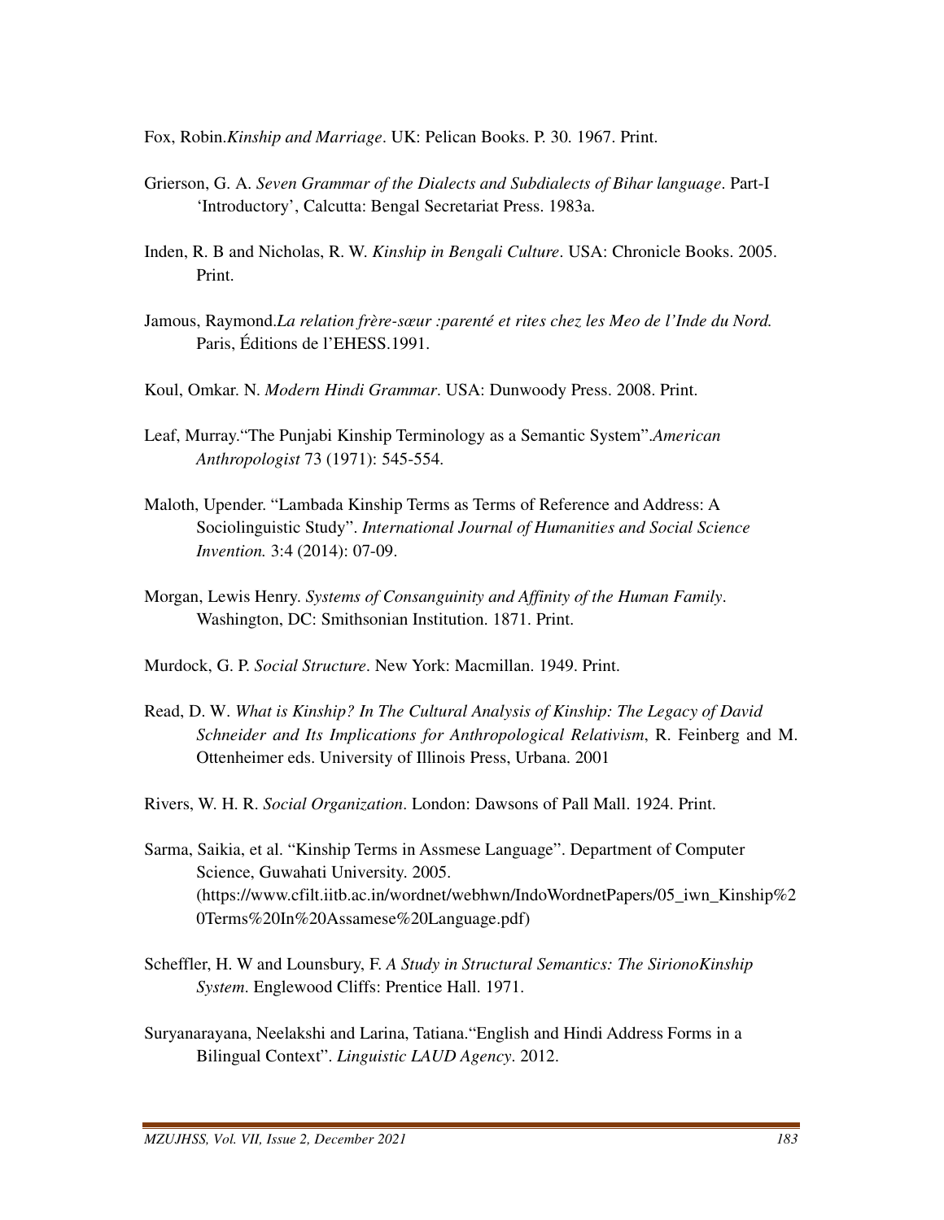Fox, Robin.*Kinship and Marriage*. UK: Pelican Books. P. 30. 1967. Print.

Grierson, G. A. *Seven Grammar of the Dialects and Subdialects of Bihar language*. Part-I 'Introductory', Calcutta: Bengal Secretariat Press. 1983a.

Inden, R. B and Nicholas, R. W. *Kinship in Bengali Culture*. USA: Chronicle Books. 2005. Print.

Jamous, Raymond.*La relation frère-sœur :parenté et rites chez les Meo de l'Inde du Nord.* Paris, Éditions de l'EHESS.1991.

Koul, Omkar. N. *Modern Hindi Grammar*. USA: Dunwoody Press. 2008. Print.

Leaf, Murray."The Punjabi Kinship Terminology as a Semantic System".*American Anthropologist* 73 (1971): 545-554.

Maloth, Upender. "Lambada Kinship Terms as Terms of Reference and Address: A Sociolinguistic Study". *International Journal of Humanities and Social Science Invention.* 3:4 (2014): 07-09.

Morgan, Lewis Henry. *Systems of Consanguinity and Affinity of the Human Family*. Washington, DC: Smithsonian Institution. 1871. Print.

Murdock, G. P. *Social Structure*. New York: Macmillan. 1949. Print.

Read, D. W. *What is Kinship? In The Cultural Analysis of Kinship: The Legacy of David Schneider and Its Implications for Anthropological Relativism*, R. Feinberg and M. Ottenheimer eds. University of Illinois Press, Urbana. 2001

Rivers, W. H. R. *Social Organization*. London: Dawsons of Pall Mall. 1924. Print.

Sarma, Saikia, et al. "Kinship Terms in Assmese Language". Department of Computer Science, Guwahati University. 2005. (https://www.cfilt.iitb.ac.in/wordnet/webhwn/IndoWordnetPapers/05_iwn_Kinship%20Terms%20In%20Assamese%20Language.pdf)

Scheffler, H. W and Lounsbury, F. *A Study in Structural Semantics: The SirionoKinship System*. Englewood Cliffs: Prentice Hall. 1971.

Suryanarayana, Neelakshi and Larina, Tatiana."English and Hindi Address Forms in a Bilingual Context". *Linguistic LAUD Agency*. 2012.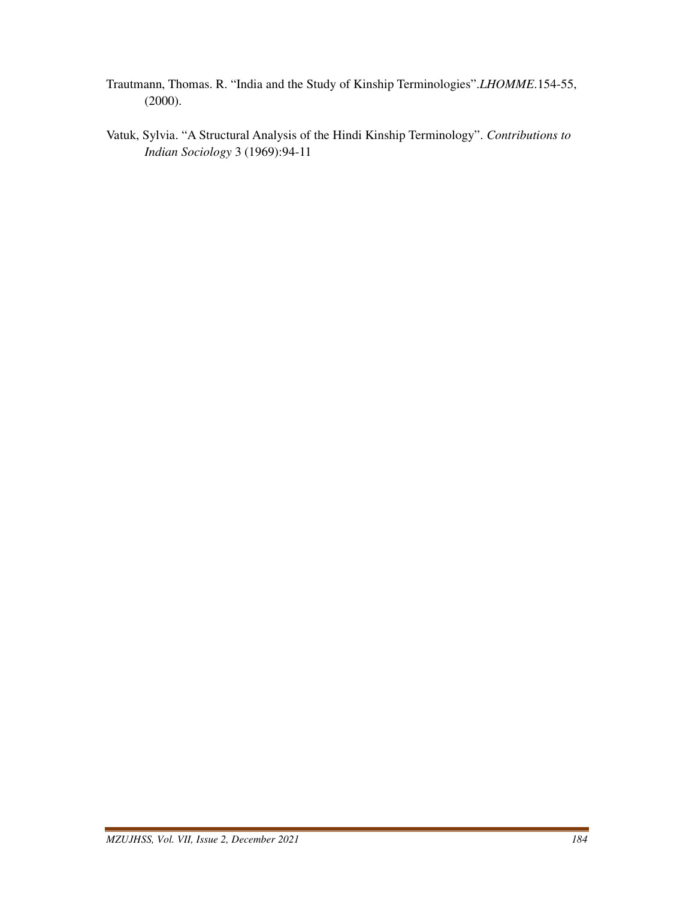Trautmann, Thomas. R. "India and the Study of Kinship Terminologies".*LHOMME*.154-55, (2000).

Vatuk, Sylvia. "A Structural Analysis of the Hindi Kinship Terminology". *Contributions to Indian Sociology* 3 (1969):94-11